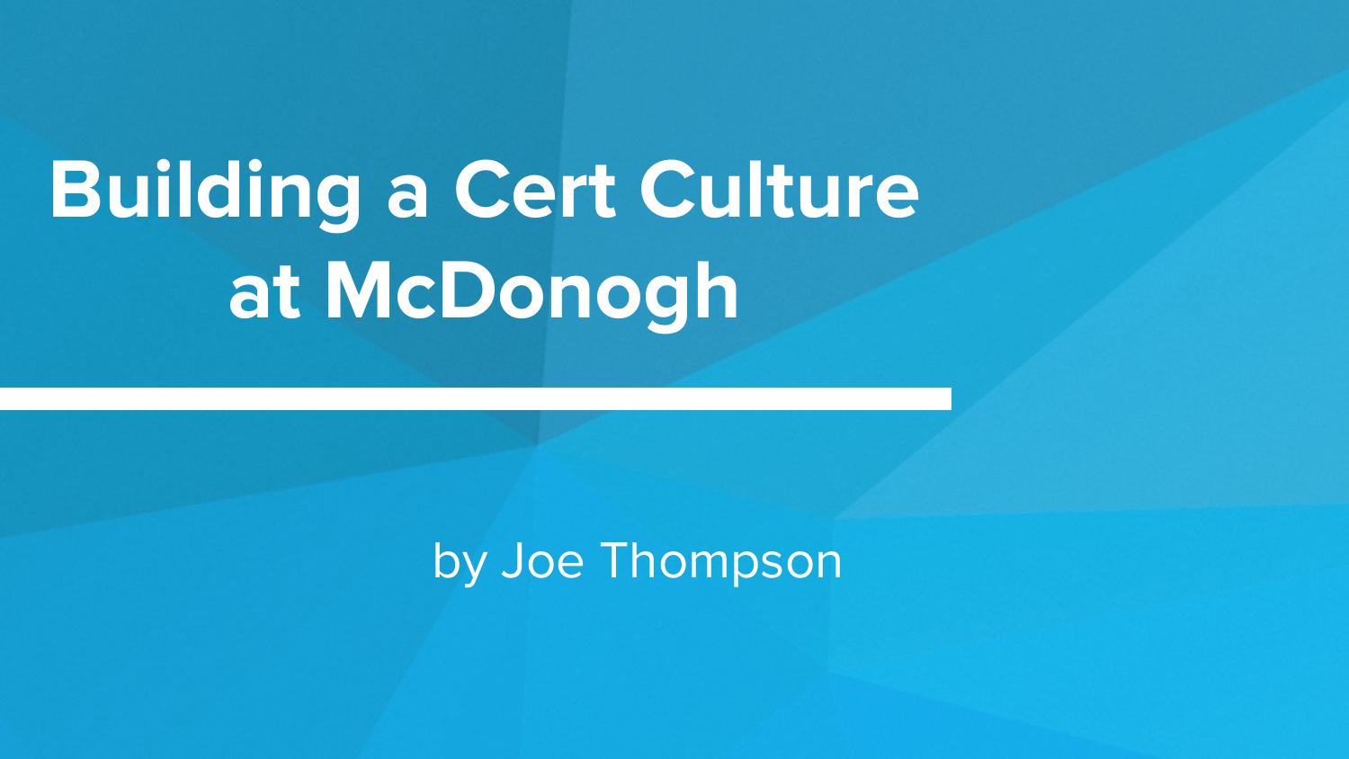# Building a Cert Culture at McDonogh

by Joe Thompson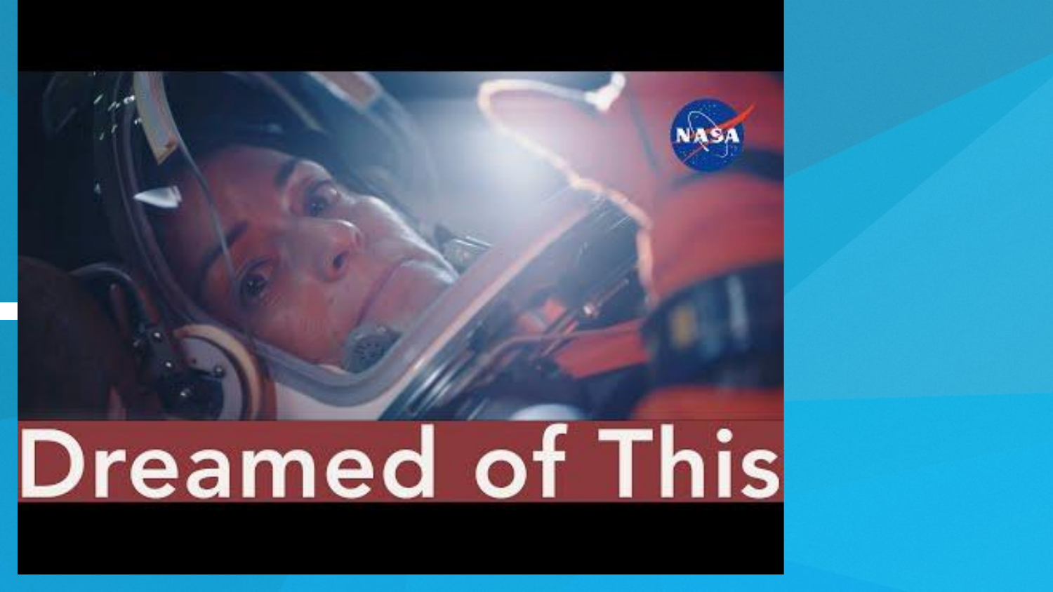Dreamed of This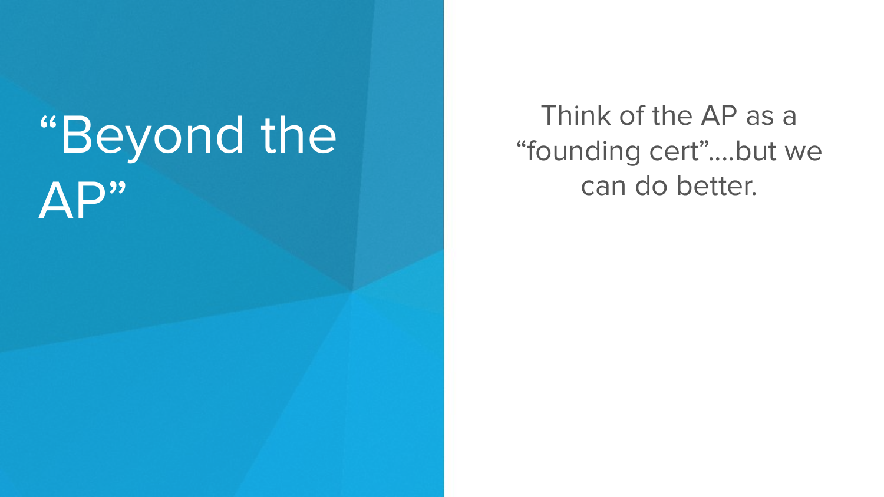# “Beyond the AP”

Think of the AP as a “founding cert”....but we can do better.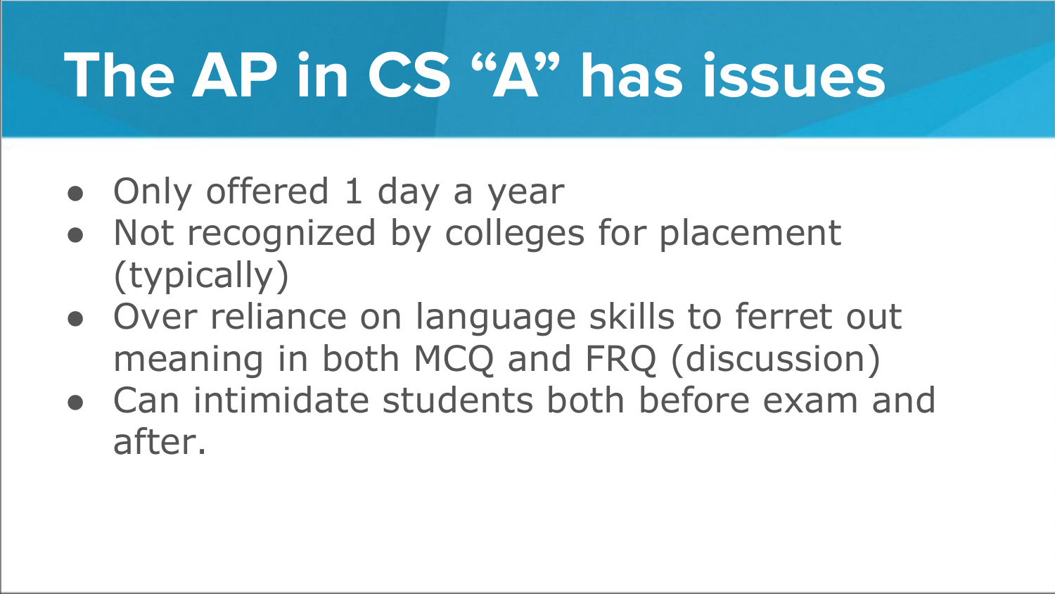# The AP in CS "A" has issues

- Only offered 1 day a year
- Not recognized by colleges for placement (typically)
- Over reliance on language skills to ferret out meaning in both MCQ and FRQ (discussion)
- Can intimidate students both before exam and after.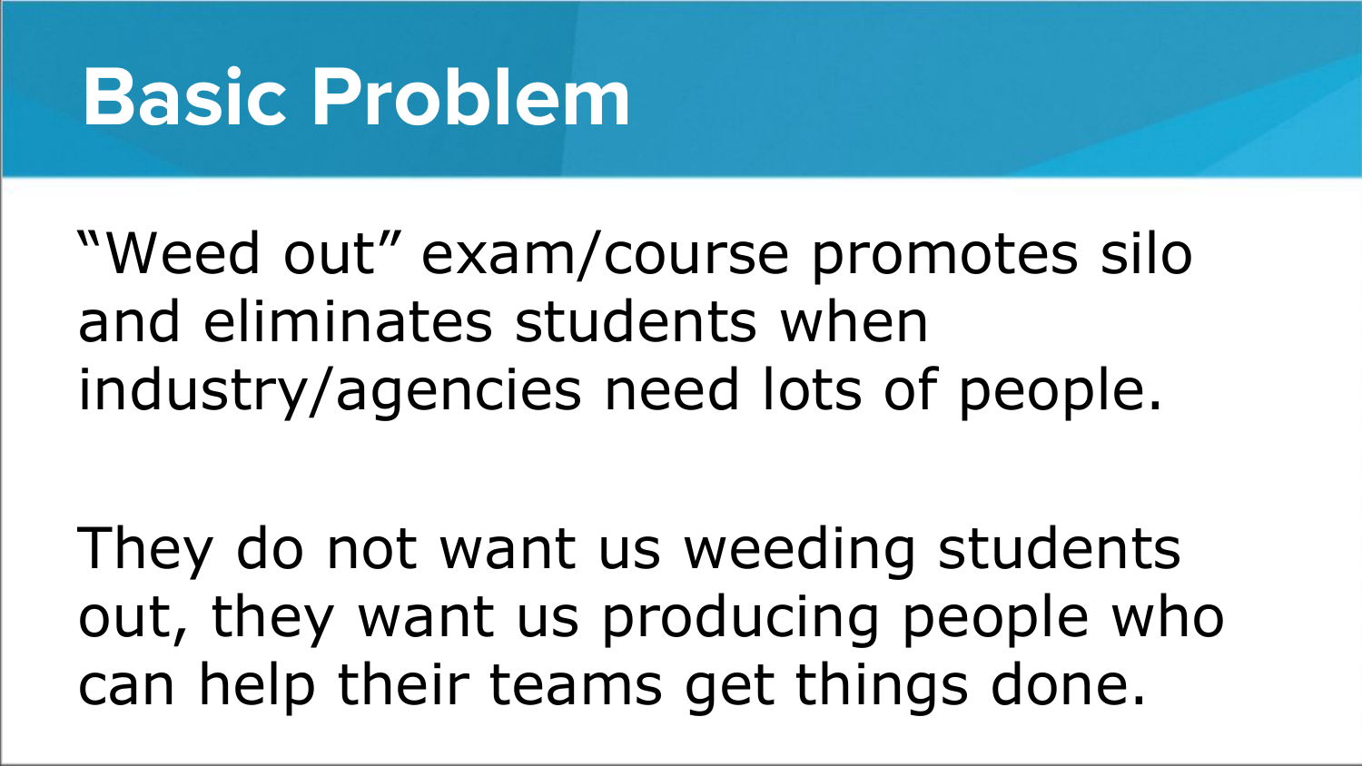# Basic Problem

"Weed out" exam/course promotes silo and eliminates students when industry/agencies need lots of people.

They do not want us weeding students out, they want us producing people who can help their teams get things done.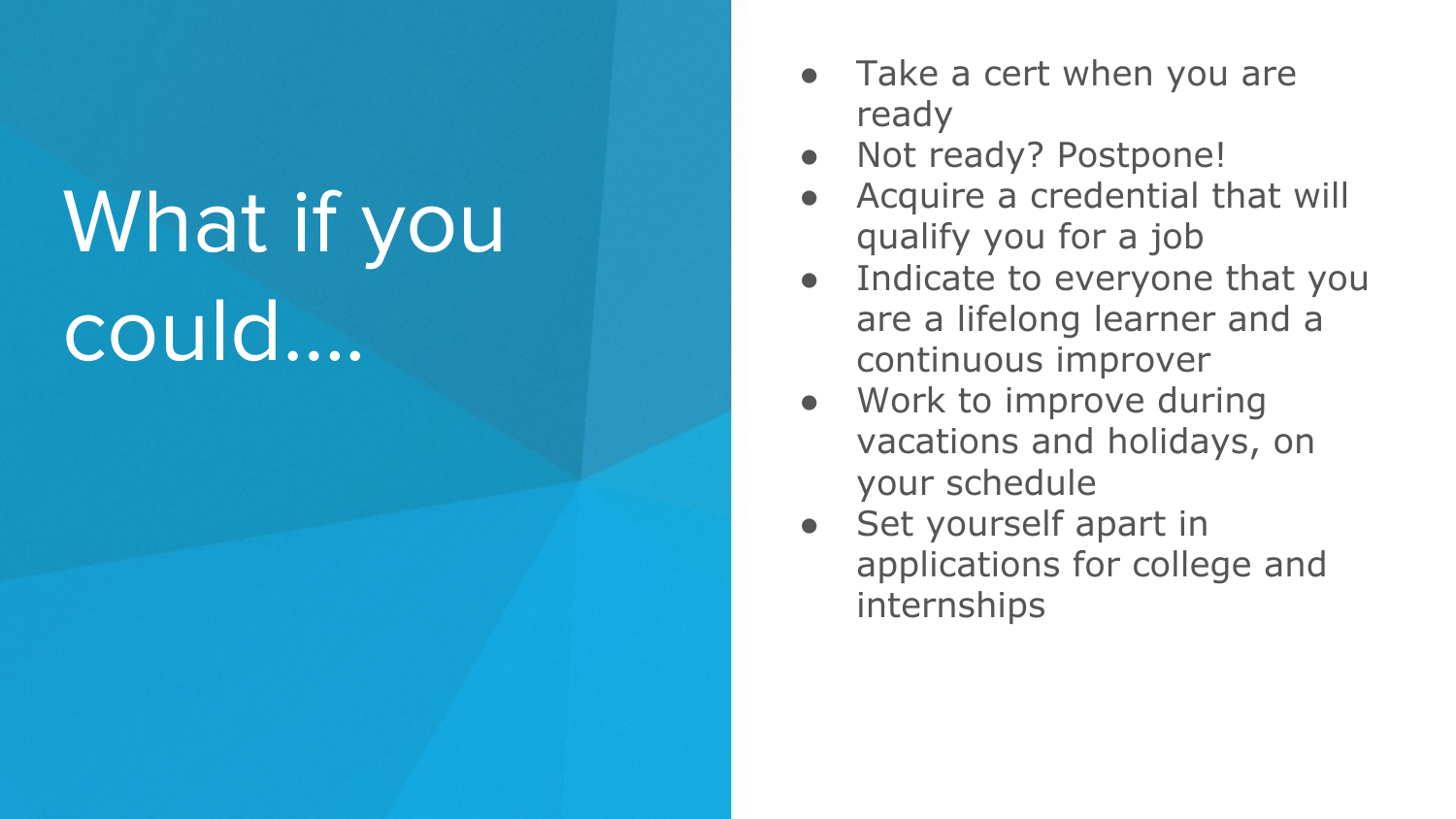# What if you could....

- Take a cert when you are ready
- Not ready? Postpone!
- Acquire a credential that will qualify you for a job
- Indicate to everyone that you are a lifelong learner and a continuous improver
- Work to improve during vacations and holidays, on your schedule
- Set yourself apart in applications for college and internships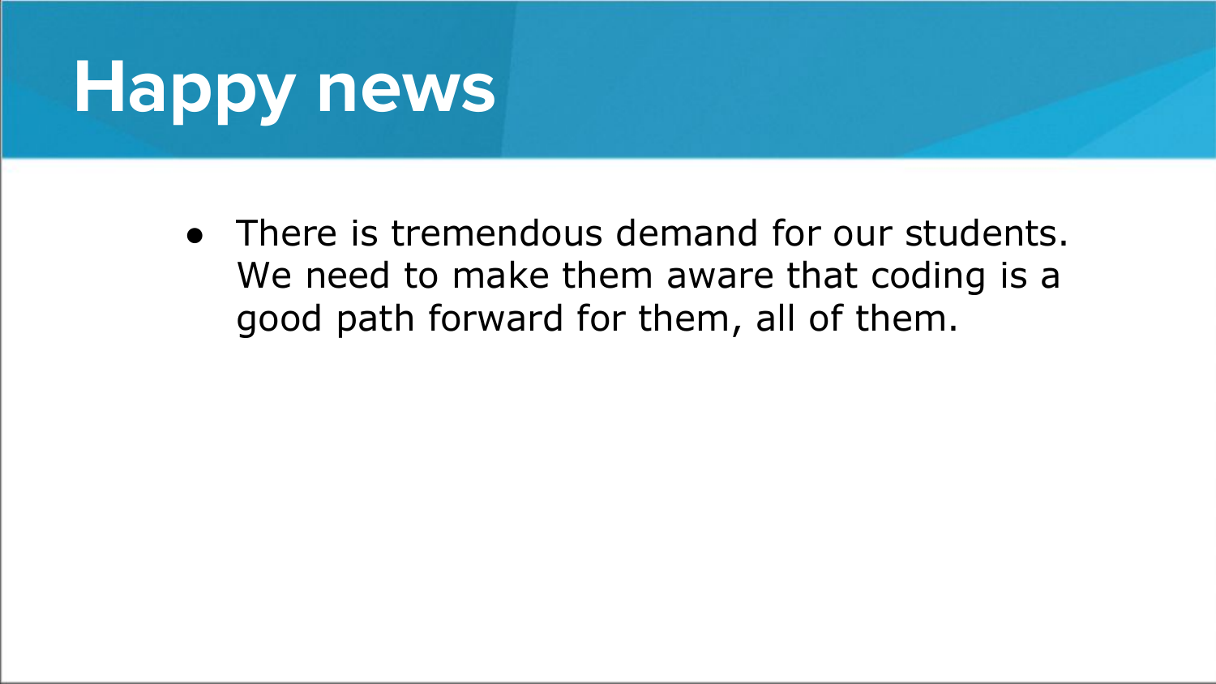# Happy news

- There is tremendous demand for our students. We need to make them aware that coding is a good path forward for them, all of them.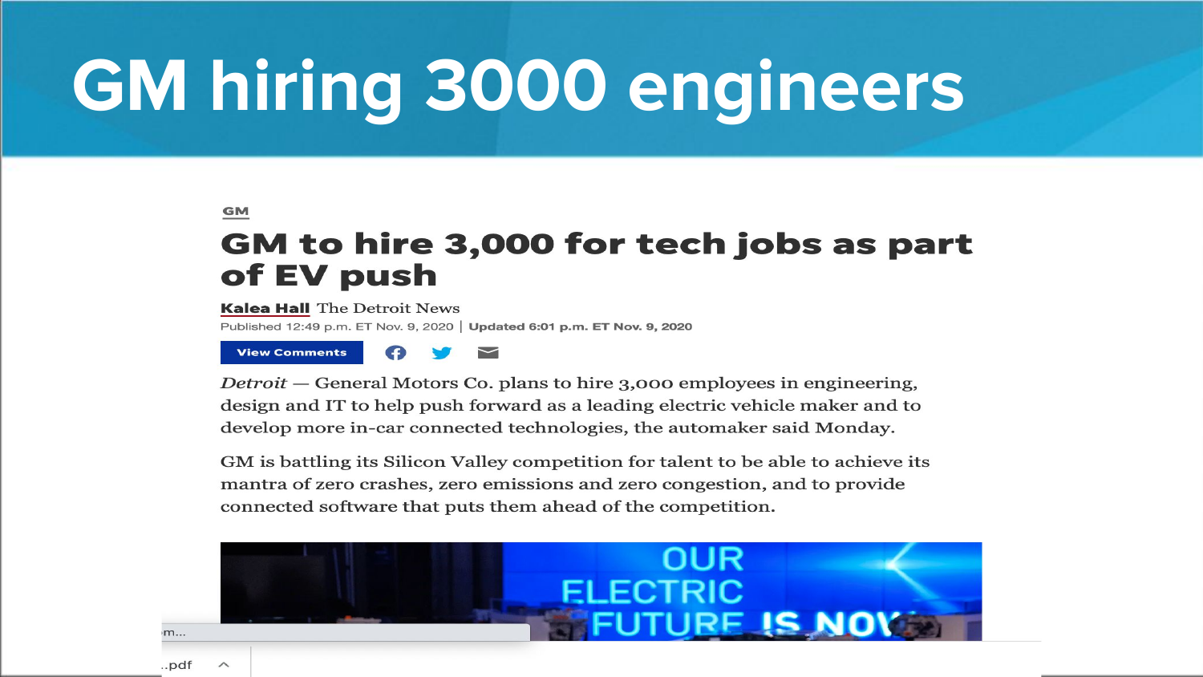# GM hiring 3000 engineers

GM

## GM to hire 3,000 for tech jobs as part of EV push

**Kalea Hall** The Detroit News

Published 12:49 p.m. ET Nov. 9, 2020 | **Updated 6:01 p.m. ET Nov. 9, 2020**

View Comments

*Detroit* — General Motors Co. plans to hire 3,000 employees in engineering, design and IT to help push forward as a leading electric vehicle maker and to develop more in-car connected technologies, the automaker said Monday.

GM is battling its Silicon Valley competition for talent to be able to achieve its mantra of zero crashes, zero emissions and zero congestion, and to provide connected software that puts them ahead of the competition.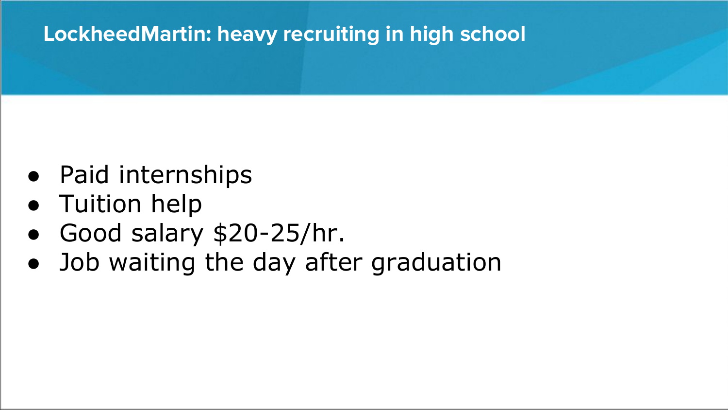# LockheedMartin: heavy recruiting in high school

- Paid internships
- Tuition help
- Good salary $20-25/hr.
- Job waiting the day after graduation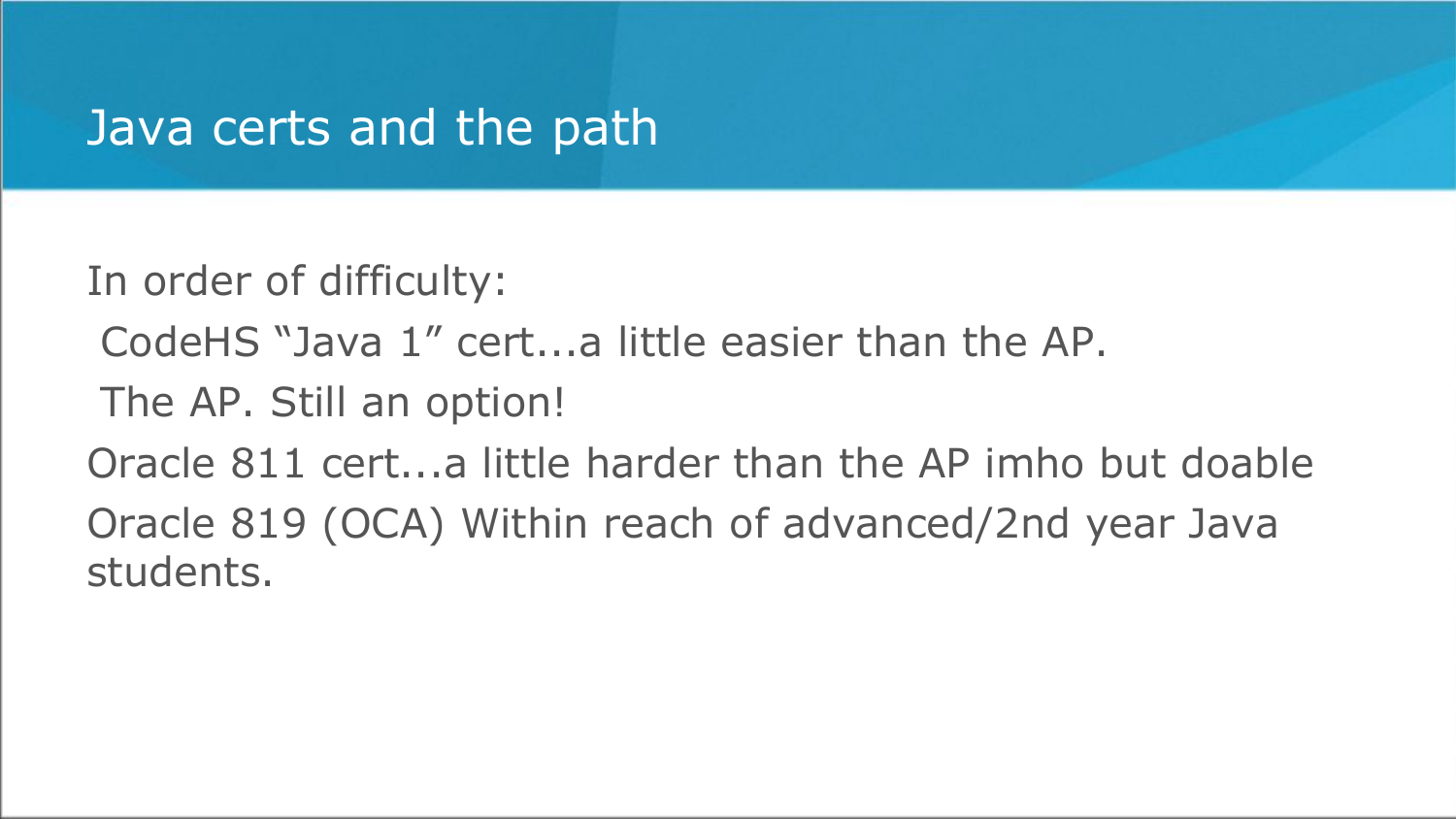# Java certs and the path

In order of difficulty:

CodeHS “Java 1” cert...a little easier than the AP.

The AP. Still an option!

Oracle 811 cert...a little harder than the AP imho but doable

Oracle 819 (OCA) Within reach of advanced/2nd year Java students.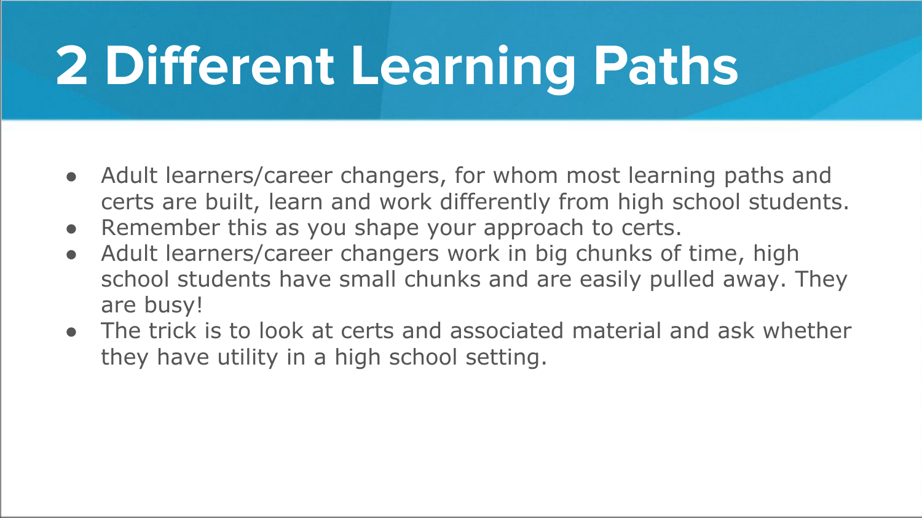# 2 Different Learning Paths

- Adult learners/career changers, for whom most learning paths and certs are built, learn and work differently from high school students.
- Remember this as you shape your approach to certs.
- Adult learners/career changers work in big chunks of time, high school students have small chunks and are easily pulled away. They are busy!
- The trick is to look at certs and associated material and ask whether they have utility in a high school setting.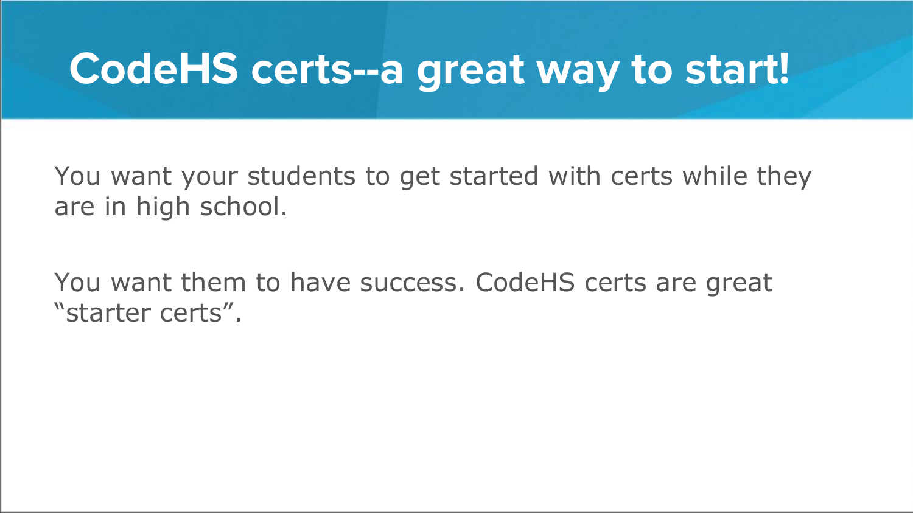# CodeHS certs--a great way to start!

You want your students to get started with certs while they are in high school.

You want them to have success. CodeHS certs are great "starter certs".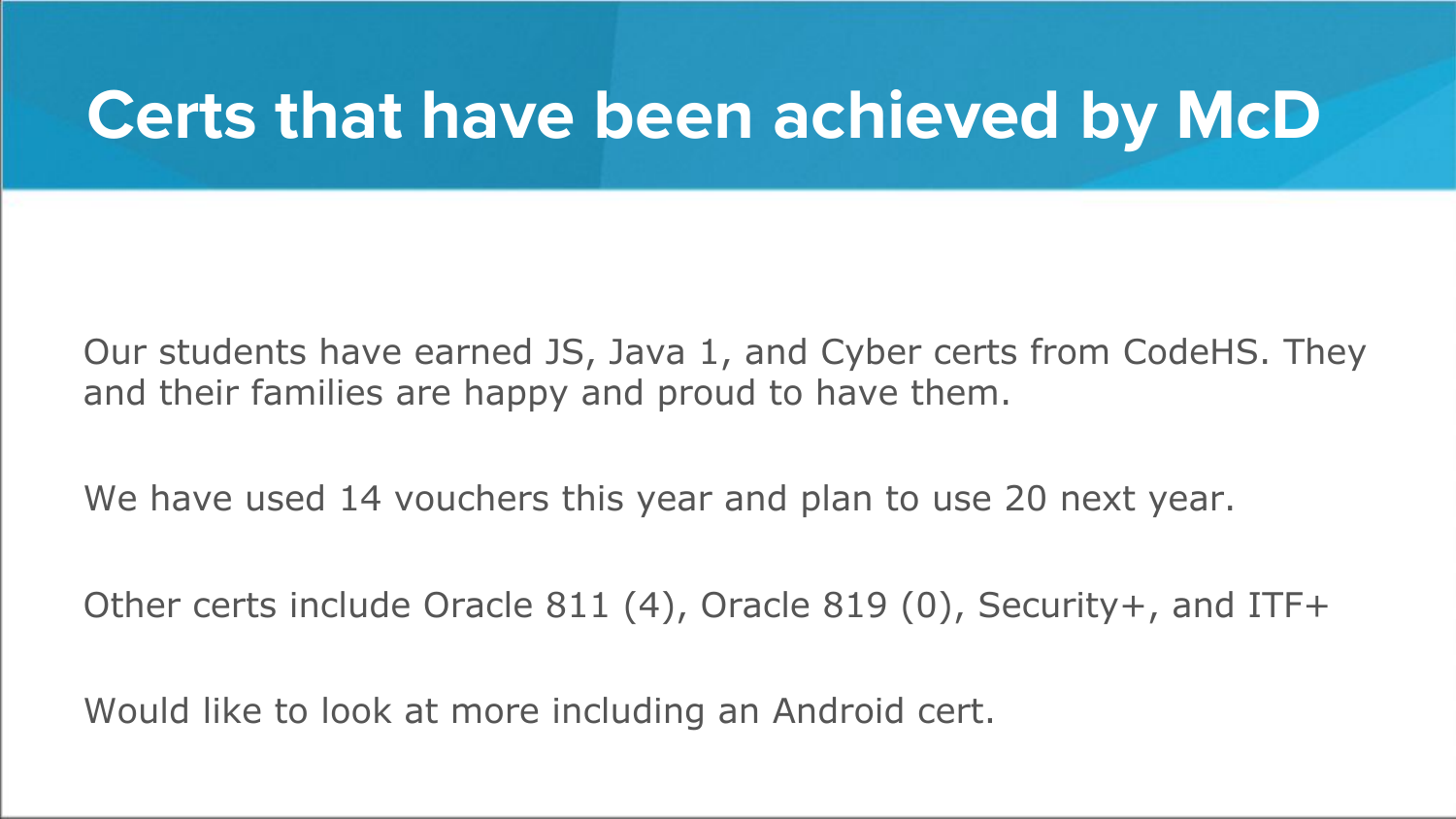# Certs that have been achieved by McD

Our students have earned JS, Java 1, and Cyber certs from CodeHS. They and their families are happy and proud to have them.

We have used 14 vouchers this year and plan to use 20 next year.

Other certs include Oracle 811 (4), Oracle 819 (0), Security+, and ITF+

Would like to look at more including an Android cert.